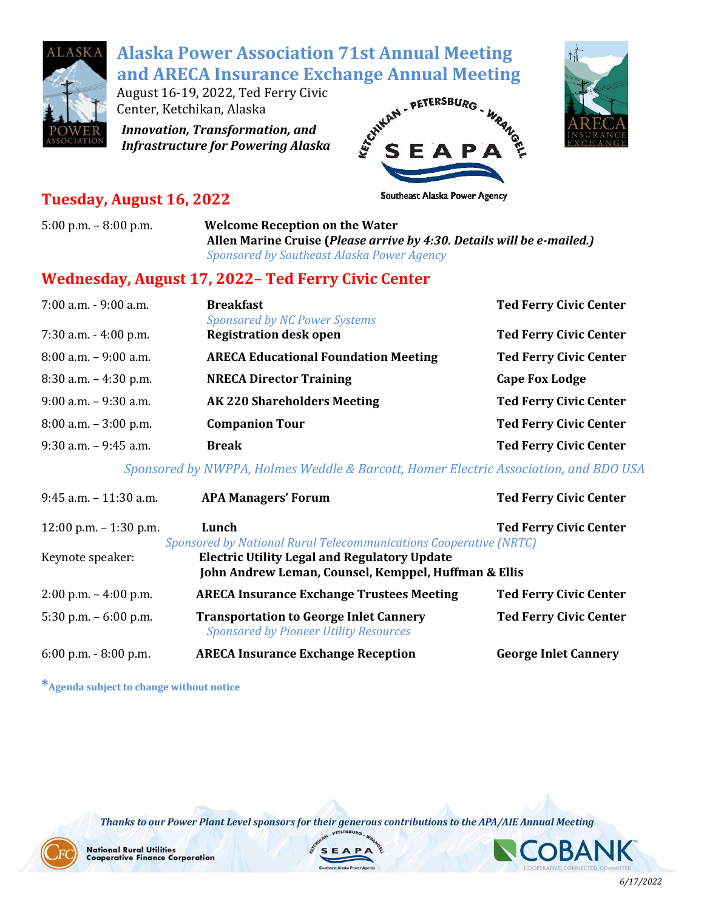# Alaska Power Association 71st Annual Meeting and ARECA Insurance Exchange Annual Meeting

August 16-19, 2022, Ted Ferry Civic Center, Ketchikan, Alaska

***Innovation, Transformation, and Infrastructure for Powering Alaska***

KETCHIKAN - PETERSBURG - WRANGELL SEAPA Southeast Alaska Power Agency

## Tuesday, August 16, 2022

| | | |
|---|---|---|
| 5:00 p.m. – 8:00 p.m. | **Welcome Reception on the Water**<br>**Allen Marine Cruise (*Please arrive by 4:30. Details will be e-mailed.*)**<br>*Sponsored by Southeast Alaska Power Agency* | |

## Wednesday, August 17, 2022– Ted Ferry Civic Center

| | | |
|---|---|---|
| 7:00 a.m. - 9:00 a.m. | **Breakfast**<br>*Sponsored by NC Power Systems* | **Ted Ferry Civic Center** |
| 7:30 a.m. - 4:00 p.m. | **Registration desk open** | **Ted Ferry Civic Center** |
| 8:00 a.m. – 9:00 a.m. | **ARECA Educational Foundation Meeting** | **Ted Ferry Civic Center** |
| 8:30 a.m. – 4:30 p.m. | **NRECA Director Training** | **Cape Fox Lodge** |
| 9:00 a.m. – 9:30 a.m. | **AK 220 Shareholders Meeting** | **Ted Ferry Civic Center** |
| 8:00 a.m. – 3:00 p.m. | **Companion Tour** | **Ted Ferry Civic Center** |
| 9:30 a.m. – 9:45 a.m. | **Break**<br>*Sponsored by NWPPA, Holmes Weddle & Barcott, Homer Electric Association, and BDO USA* | **Ted Ferry Civic Center** |
| 9:45 a.m. – 11:30 a.m. | **APA Managers' Forum** | **Ted Ferry Civic Center** |
| 12:00 p.m. – 1:30 p.m. | **Lunch**<br>*Sponsored by National Rural Telecommunications Cooperative (NRTC)* | **Ted Ferry Civic Center** |
| Keynote speaker: | **Electric Utility Legal and Regulatory Update**<br>**John Andrew Leman, Counsel, Kemppel, Huffman & Ellis** | |
| 2:00 p.m. – 4:00 p.m. | **ARECA Insurance Exchange Trustees Meeting** | **Ted Ferry Civic Center** |
| 5:30 p.m. – 6:00 p.m. | **Transportation to George Inlet Cannery**<br>*Sponsored by Pioneer Utility Resources* | **Ted Ferry Civic Center** |
| 6:00 p.m. - 8:00 p.m. | **ARECA Insurance Exchange Reception** | **George Inlet Cannery** |

***Agenda subject to change without notice**

***Thanks to our Power Plant Level sponsors for their generous contributions to the APA/AIE Annual Meeting***

National Rural Utilities Cooperative Finance Corporation — SEAPA Southeast Alaska Power Agency — COBANK Cooperative. Connected. Committed.

*6/17/2022*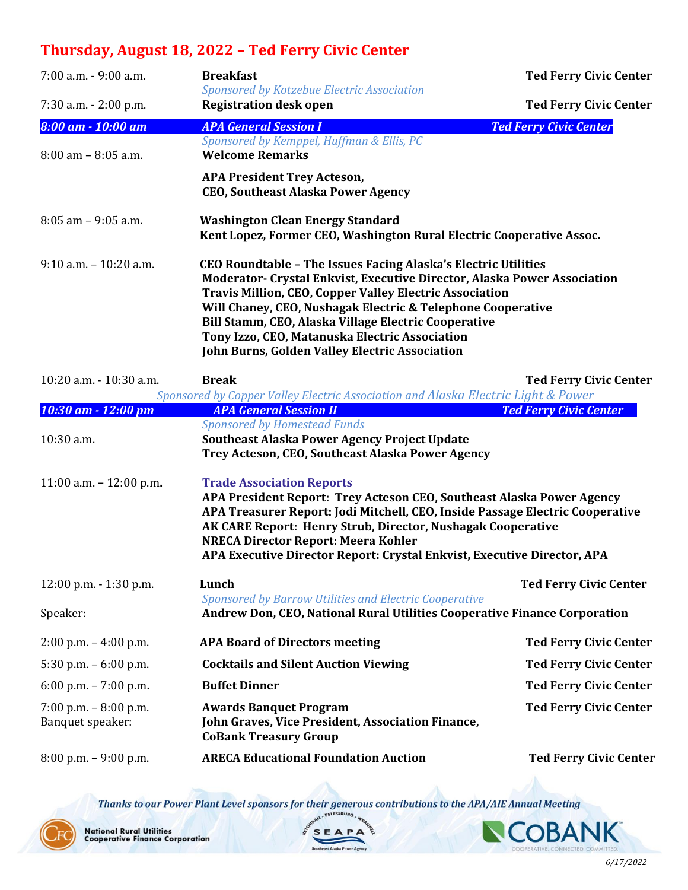# Thursday, August 18, 2022 – Ted Ferry Civic Center

| Time | Event | Location |
|---|---|---|
| 7:00 a.m. - 9:00 a.m. | **Breakfast**<br>*Sponsored by Kotzebue Electric Association* | **Ted Ferry Civic Center** |
| 7:30 a.m. - 2:00 p.m. | **Registration desk open** | **Ted Ferry Civic Center** |
| ***8:00 am - 10:00 am*** | ***APA General Session I***<br>*Sponsored by Kemppel, Huffman & Ellis, PC* | ***Ted Ferry Civic Center*** |
| 8:00 am – 8:05 a.m. | **Welcome Remarks**<br>**APA President Trey Acteson, CEO, Southeast Alaska Power Agency** | |
| 8:05 am – 9:05 a.m. | **Washington Clean Energy Standard**<br>**Kent Lopez, Former CEO, Washington Rural Electric Cooperative Assoc.** | |
| 9:10 a.m. – 10:20 a.m. | **CEO Roundtable – The Issues Facing Alaska's Electric Utilities**<br>**Moderator- Crystal Enkvist, Executive Director, Alaska Power Association**<br>**Travis Million, CEO, Copper Valley Electric Association**<br>**Will Chaney, CEO, Nushagak Electric & Telephone Cooperative**<br>**Bill Stamm, CEO, Alaska Village Electric Cooperative**<br>**Tony Izzo, CEO, Matanuska Electric Association**<br>**John Burns, Golden Valley Electric Association** | |
| 10:20 a.m. - 10:30 a.m. | **Break**<br>*Sponsored by Copper Valley Electric Association and Alaska Electric Light & Power* | **Ted Ferry Civic Center** |
| ***10:30 am - 12:00 pm*** | ***APA General Session II***<br>*Sponsored by Homestead Funds* | ***Ted Ferry Civic Center*** |
| 10:30 a.m. | **Southeast Alaska Power Agency Project Update**<br>**Trey Acteson, CEO, Southeast Alaska Power Agency** | |
| 11:00 a.m. – 12:00 p.m. | **Trade Association Reports**<br>**APA President Report: Trey Acteson CEO, Southeast Alaska Power Agency**<br>**APA Treasurer Report: Jodi Mitchell, CEO, Inside Passage Electric Cooperative**<br>**AK CARE Report: Henry Strub, Director, Nushagak Cooperative**<br>**NRECA Director Report: Meera Kohler**<br>**APA Executive Director Report: Crystal Enkvist, Executive Director, APA** | |
| 12:00 p.m. - 1:30 p.m. | **Lunch**<br>*Sponsored by Barrow Utilities and Electric Cooperative* | **Ted Ferry Civic Center** |
| Speaker: | **Andrew Don, CEO, National Rural Utilities Cooperative Finance Corporation** | |
| 2:00 p.m. – 4:00 p.m. | **APA Board of Directors meeting** | **Ted Ferry Civic Center** |
| 5:30 p.m. – 6:00 p.m. | **Cocktails and Silent Auction Viewing** | **Ted Ferry Civic Center** |
| 6:00 p.m. – 7:00 p.m. | **Buffet Dinner** | **Ted Ferry Civic Center** |
| 7:00 p.m. – 8:00 p.m.<br>Banquet speaker: | **Awards Banquet Program**<br>**John Graves, Vice President, Association Finance, CoBank Treasury Group** | **Ted Ferry Civic Center** |
| 8:00 p.m. – 9:00 p.m. | **ARECA Educational Foundation Auction** | **Ted Ferry Civic Center** |

*Thanks to our Power Plant Level sponsors for their generous contributions to the APA/AIE Annual Meeting*

National Rural Utilities Cooperative Finance Corporation | SEAPA Southeast Alaska Power Agency | CoBank Cooperative. Connected. Committed.

*6/17/2022*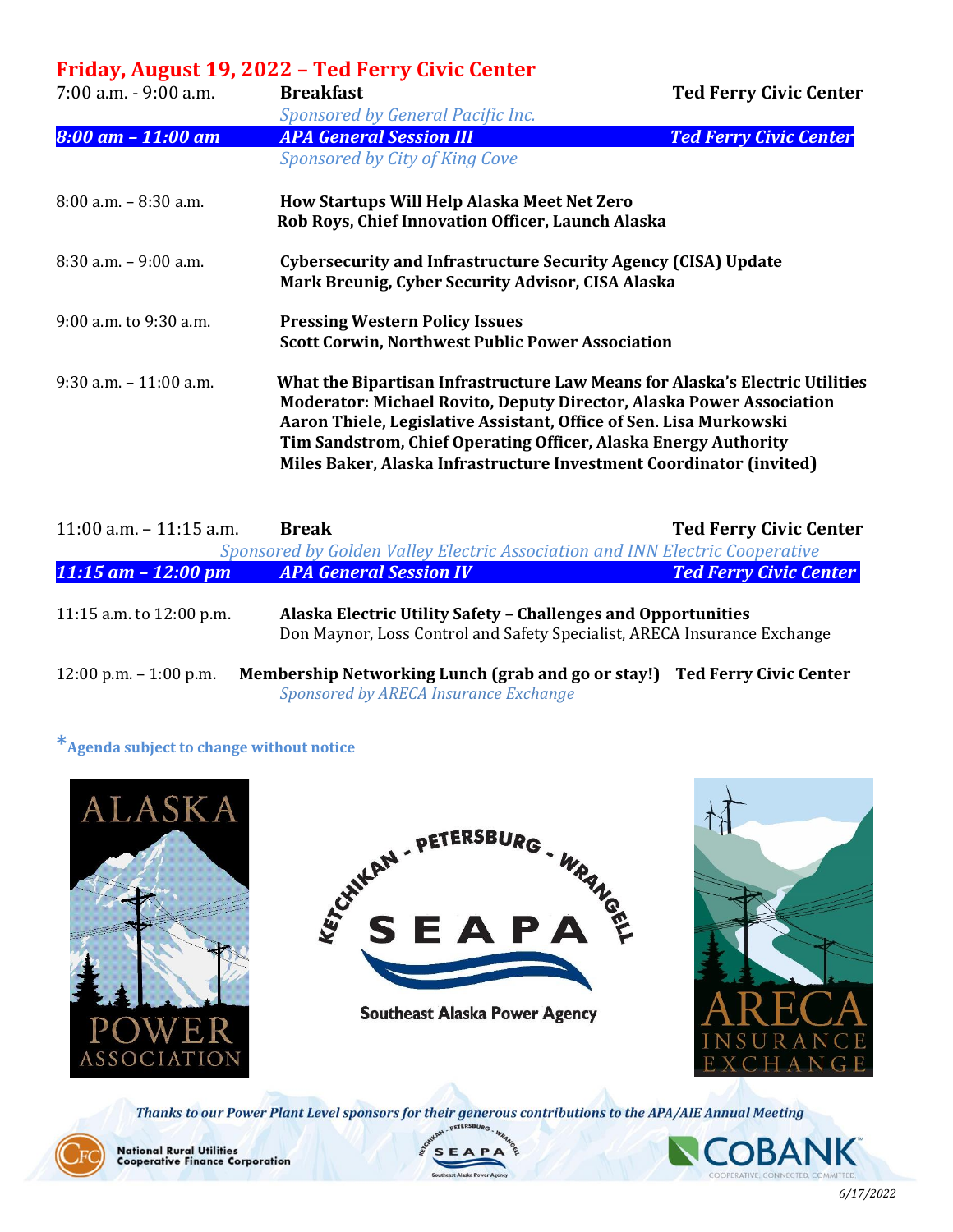## Friday, August 19, 2022 – Ted Ferry Civic Center

| | | |
|---|---|---|
| 7:00 a.m. - 9:00 a.m. | **Breakfast**<br>*Sponsored by General Pacific Inc.* | **Ted Ferry Civic Center** |
| ***8:00 am – 11:00 am*** | ***APA General Session III***<br>*Sponsored by City of King Cove* | ***Ted Ferry Civic Center*** |
| 8:00 a.m. – 8:30 a.m. | **How Startups Will Help Alaska Meet Net Zero**<br>**Rob Roys, Chief Innovation Officer, Launch Alaska** | |
| 8:30 a.m. – 9:00 a.m. | **Cybersecurity and Infrastructure Security Agency (CISA) Update**<br>**Mark Breunig, Cyber Security Advisor, CISA Alaska** | |
| 9:00 a.m. to 9:30 a.m. | **Pressing Western Policy Issues**<br>**Scott Corwin, Northwest Public Power Association** | |
| 9:30 a.m. – 11:00 a.m. | **What the Bipartisan Infrastructure Law Means for Alaska's Electric Utilities**<br>**Moderator: Michael Rovito, Deputy Director, Alaska Power Association**<br>**Aaron Thiele, Legislative Assistant, Office of Sen. Lisa Murkowski**<br>**Tim Sandstrom, Chief Operating Officer, Alaska Energy Authority**<br>**Miles Baker, Alaska Infrastructure Investment Coordinator (invited)** | |
| 11:00 a.m. – 11:15 a.m. | **Break**<br>*Sponsored by Golden Valley Electric Association and INN Electric Cooperative* | **Ted Ferry Civic Center** |
| ***11:15 am – 12:00 pm*** | ***APA General Session IV*** | ***Ted Ferry Civic Center*** |
| 11:15 a.m. to 12:00 p.m. | **Alaska Electric Utility Safety – Challenges and Opportunities**<br>Don Maynor, Loss Control and Safety Specialist, ARECA Insurance Exchange | |
| 12:00 p.m. – 1:00 p.m. | **Membership Networking Lunch (grab and go or stay!)**<br>*Sponsored by ARECA Insurance Exchange* | **Ted Ferry Civic Center** |

***Agenda subject to change without notice**

ALASKA POWER ASSOCIATION

KETCHIKAN - PETERSBURG - WRANGELL SEAPA Southeast Alaska Power Agency

ARECA INSURANCE EXCHANGE

*Thanks to our Power Plant Level sponsors for their generous contributions to the APA/AIE Annual Meeting*

National Rural Utilities Cooperative Finance Corporation

SEAPA Southeast Alaska Power Agency

COBANK COOPERATIVE. CONNECTED. COMMITTED.

*6/17/2022*